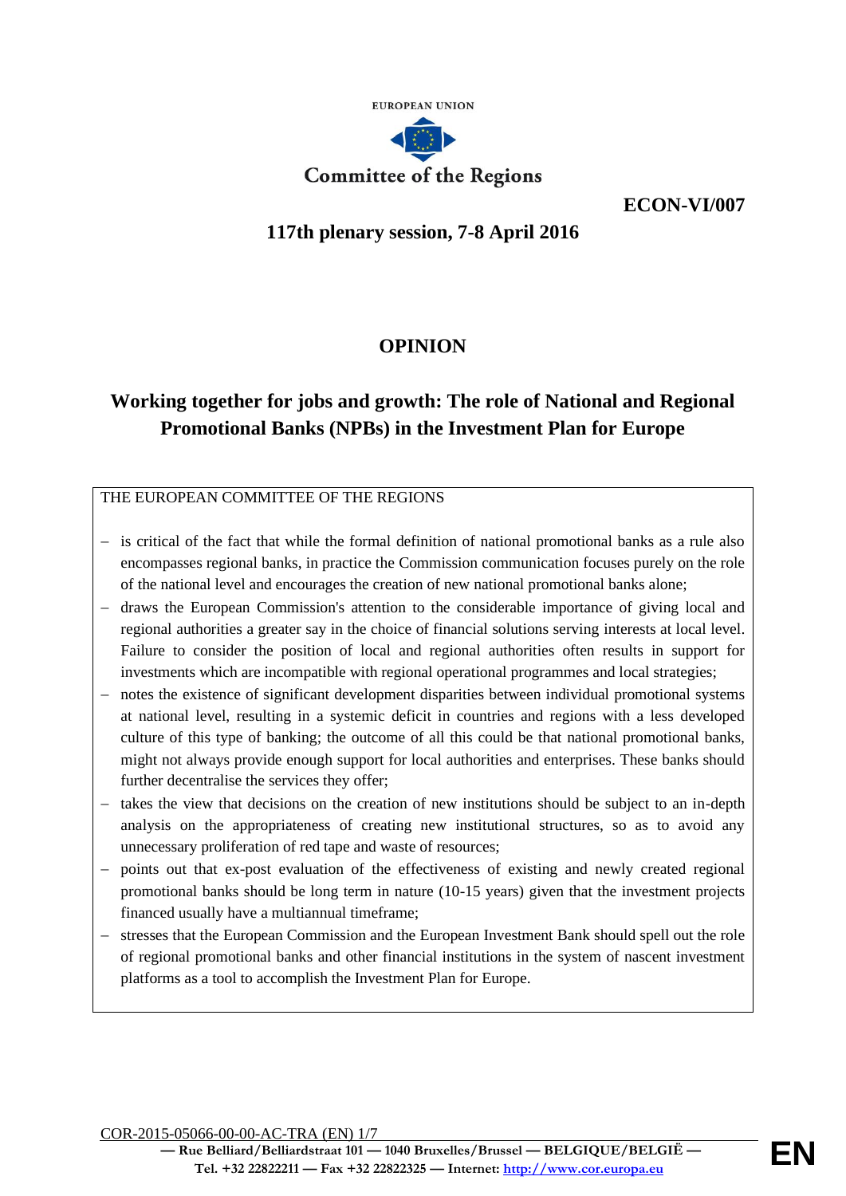EUROPEAN UNION

Committee of the Regions

**ECON-VI/007**

**117th plenary session, 7-8 April 2016**

# OPINION

## Working together for jobs and growth: The role of National and Regional Promotional Banks (NPBs) in the Investment Plan for Europe

THE EUROPEAN COMMITTEE OF THE REGIONS

- is critical of the fact that while the formal definition of national promotional banks as a rule also encompasses regional banks, in practice the Commission communication focuses purely on the role of the national level and encourages the creation of new national promotional banks alone;
- draws the European Commission's attention to the considerable importance of giving local and regional authorities a greater say in the choice of financial solutions serving interests at local level. Failure to consider the position of local and regional authorities often results in support for investments which are incompatible with regional operational programmes and local strategies;
- notes the existence of significant development disparities between individual promotional systems at national level, resulting in a systemic deficit in countries and regions with a less developed culture of this type of banking; the outcome of all this could be that national promotional banks, might not always provide enough support for local authorities and enterprises. These banks should further decentralise the services they offer;
- takes the view that decisions on the creation of new institutions should be subject to an in-depth analysis on the appropriateness of creating new institutional structures, so as to avoid any unnecessary proliferation of red tape and waste of resources;
- points out that ex-post evaluation of the effectiveness of existing and newly created regional promotional banks should be long term in nature (10-15 years) given that the investment projects financed usually have a multiannual timeframe;
- stresses that the European Commission and the European Investment Bank should spell out the role of regional promotional banks and other financial institutions in the system of nascent investment platforms as a tool to accomplish the Investment Plan for Europe.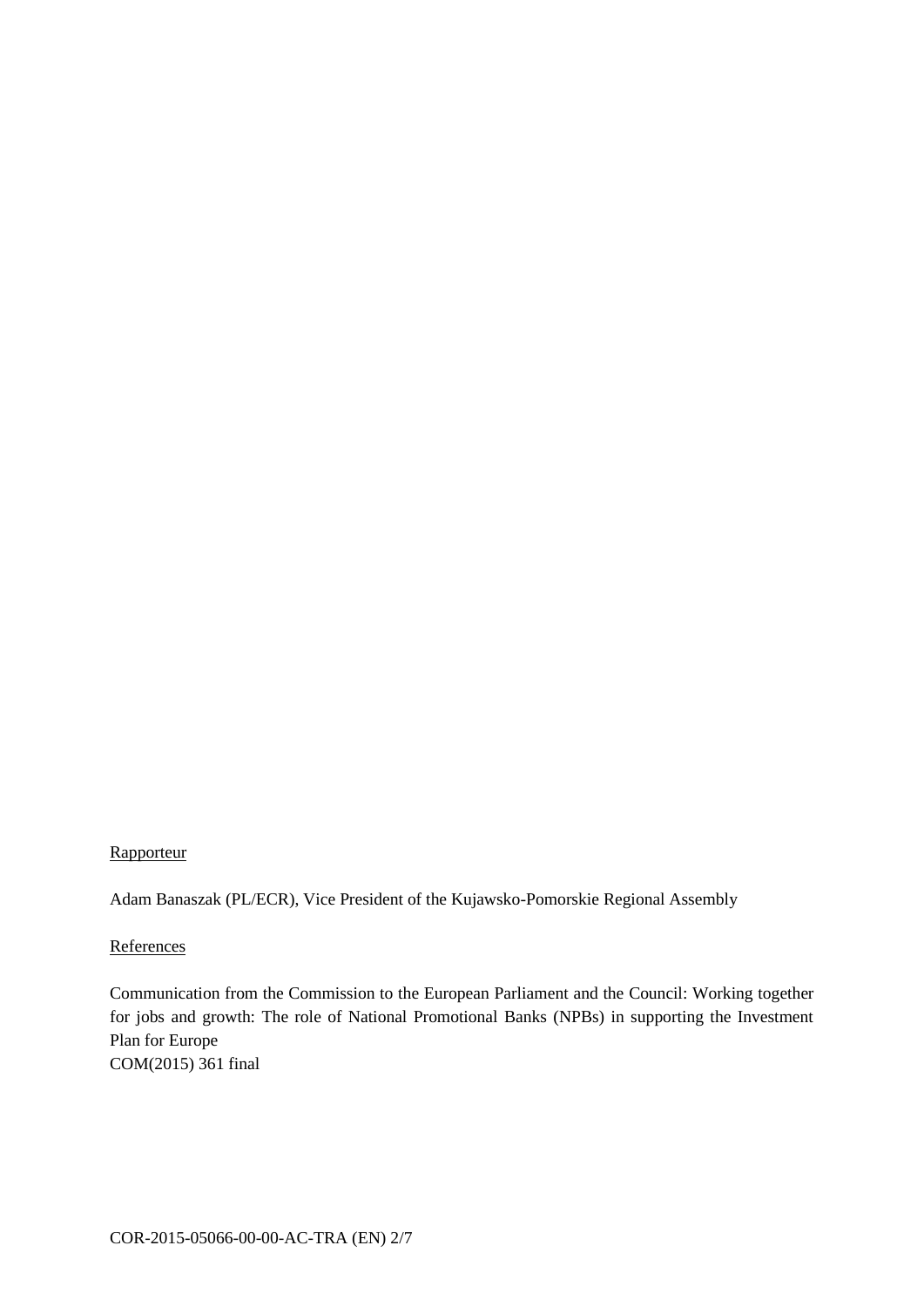Rapporteur

Adam Banaszak (PL/ECR), Vice President of the Kujawsko-Pomorskie Regional Assembly

References

Communication from the Commission to the European Parliament and the Council: Working together for jobs and growth: The role of National Promotional Banks (NPBs) in supporting the Investment Plan for Europe
COM(2015) 361 final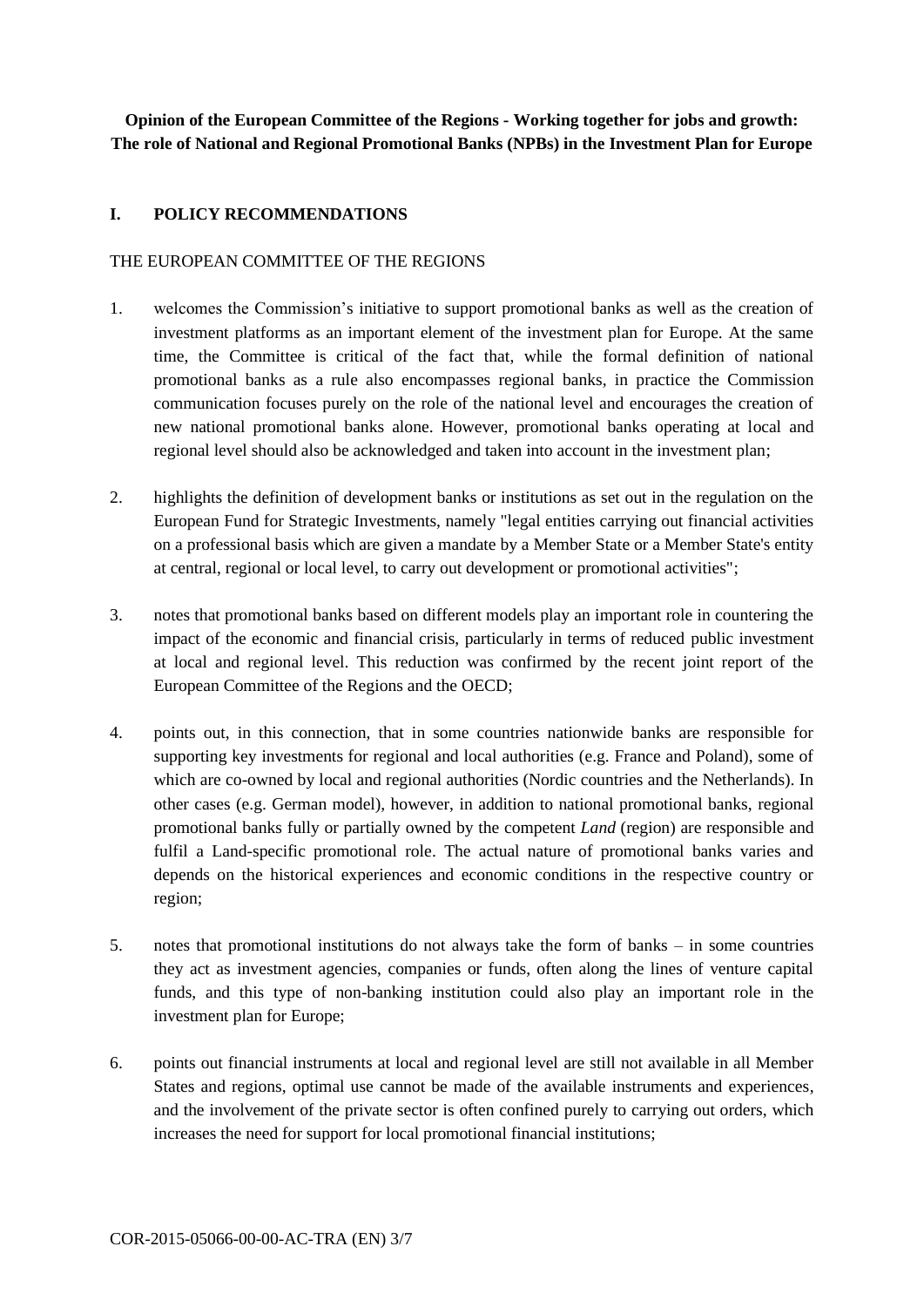**Opinion of the European Committee of the Regions - Working together for jobs and growth: The role of National and Regional Promotional Banks (NPBs) in the Investment Plan for Europe**

## I. POLICY RECOMMENDATIONS

THE EUROPEAN COMMITTEE OF THE REGIONS

1. welcomes the Commission's initiative to support promotional banks as well as the creation of investment platforms as an important element of the investment plan for Europe. At the same time, the Committee is critical of the fact that, while the formal definition of national promotional banks as a rule also encompasses regional banks, in practice the Commission communication focuses purely on the role of the national level and encourages the creation of new national promotional banks alone. However, promotional banks operating at local and regional level should also be acknowledged and taken into account in the investment plan;

2. highlights the definition of development banks or institutions as set out in the regulation on the European Fund for Strategic Investments, namely "legal entities carrying out financial activities on a professional basis which are given a mandate by a Member State or a Member State's entity at central, regional or local level, to carry out development or promotional activities";

3. notes that promotional banks based on different models play an important role in countering the impact of the economic and financial crisis, particularly in terms of reduced public investment at local and regional level. This reduction was confirmed by the recent joint report of the European Committee of the Regions and the OECD;

4. points out, in this connection, that in some countries nationwide banks are responsible for supporting key investments for regional and local authorities (e.g. France and Poland), some of which are co-owned by local and regional authorities (Nordic countries and the Netherlands). In other cases (e.g. German model), however, in addition to national promotional banks, regional promotional banks fully or partially owned by the competent *Land* (region) are responsible and fulfil a Land-specific promotional role. The actual nature of promotional banks varies and depends on the historical experiences and economic conditions in the respective country or region;

5. notes that promotional institutions do not always take the form of banks – in some countries they act as investment agencies, companies or funds, often along the lines of venture capital funds, and this type of non-banking institution could also play an important role in the investment plan for Europe;

6. points out financial instruments at local and regional level are still not available in all Member States and regions, optimal use cannot be made of the available instruments and experiences, and the involvement of the private sector is often confined purely to carrying out orders, which increases the need for support for local promotional financial institutions;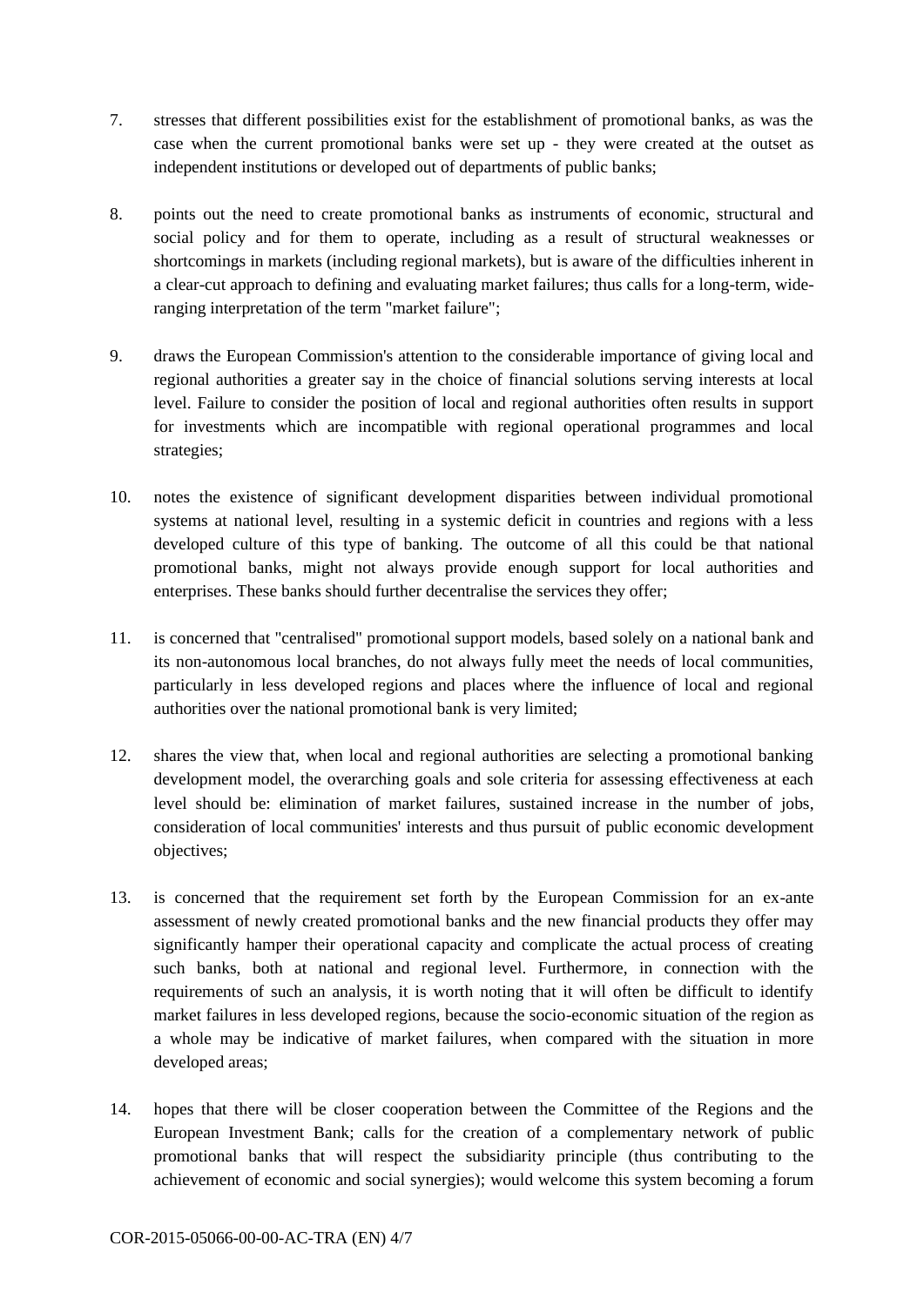7. stresses that different possibilities exist for the establishment of promotional banks, as was the case when the current promotional banks were set up - they were created at the outset as independent institutions or developed out of departments of public banks;

8. points out the need to create promotional banks as instruments of economic, structural and social policy and for them to operate, including as a result of structural weaknesses or shortcomings in markets (including regional markets), but is aware of the difficulties inherent in a clear-cut approach to defining and evaluating market failures; thus calls for a long-term, wide-ranging interpretation of the term "market failure";

9. draws the European Commission's attention to the considerable importance of giving local and regional authorities a greater say in the choice of financial solutions serving interests at local level. Failure to consider the position of local and regional authorities often results in support for investments which are incompatible with regional operational programmes and local strategies;

10. notes the existence of significant development disparities between individual promotional systems at national level, resulting in a systemic deficit in countries and regions with a less developed culture of this type of banking. The outcome of all this could be that national promotional banks, might not always provide enough support for local authorities and enterprises. These banks should further decentralise the services they offer;

11. is concerned that "centralised" promotional support models, based solely on a national bank and its non-autonomous local branches, do not always fully meet the needs of local communities, particularly in less developed regions and places where the influence of local and regional authorities over the national promotional bank is very limited;

12. shares the view that, when local and regional authorities are selecting a promotional banking development model, the overarching goals and sole criteria for assessing effectiveness at each level should be: elimination of market failures, sustained increase in the number of jobs, consideration of local communities' interests and thus pursuit of public economic development objectives;

13. is concerned that the requirement set forth by the European Commission for an ex-ante assessment of newly created promotional banks and the new financial products they offer may significantly hamper their operational capacity and complicate the actual process of creating such banks, both at national and regional level. Furthermore, in connection with the requirements of such an analysis, it is worth noting that it will often be difficult to identify market failures in less developed regions, because the socio-economic situation of the region as a whole may be indicative of market failures, when compared with the situation in more developed areas;

14. hopes that there will be closer cooperation between the Committee of the Regions and the European Investment Bank; calls for the creation of a complementary network of public promotional banks that will respect the subsidiarity principle (thus contributing to the achievement of economic and social synergies); would welcome this system becoming a forum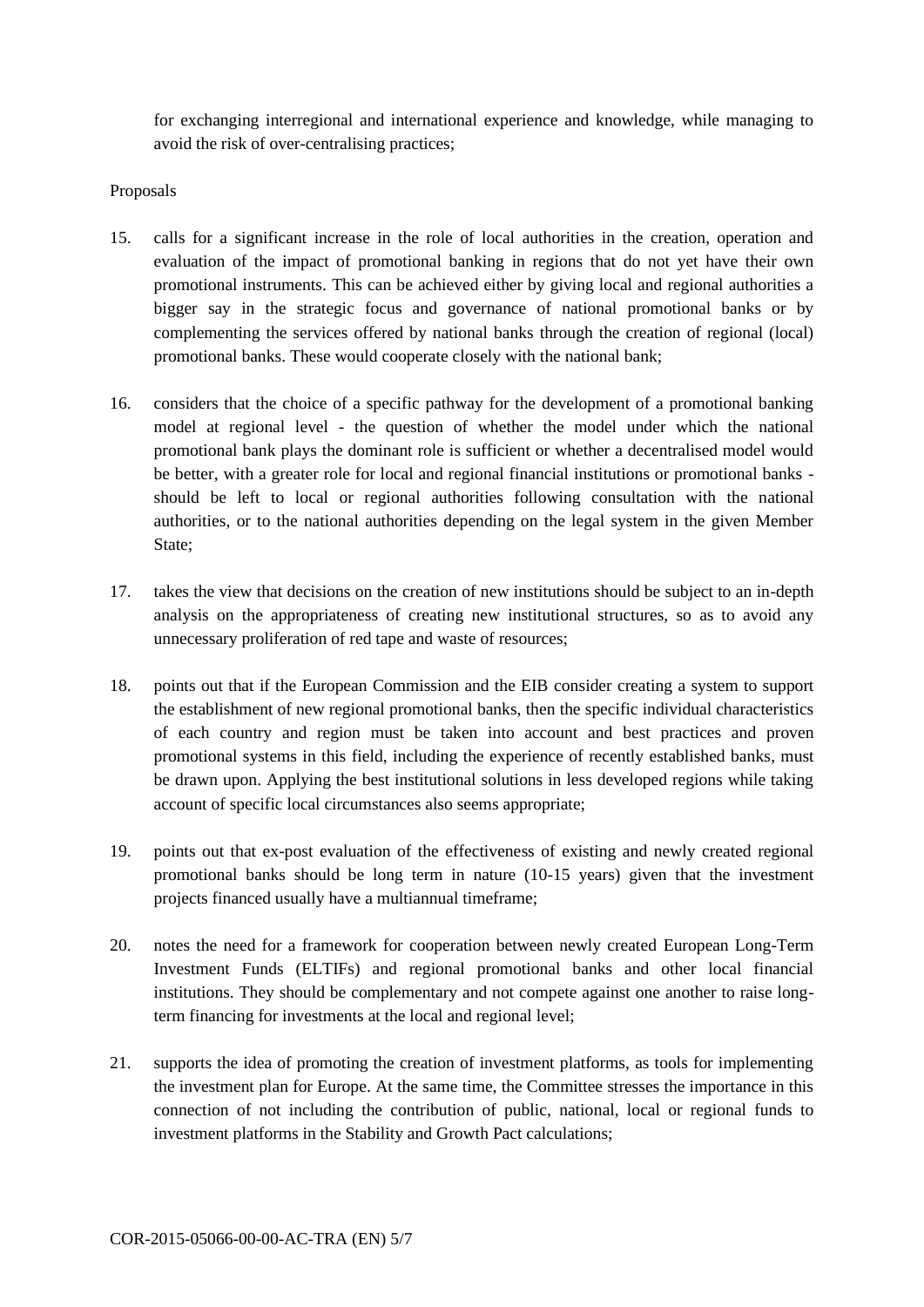for exchanging interregional and international experience and knowledge, while managing to avoid the risk of over-centralising practices;

Proposals

15. calls for a significant increase in the role of local authorities in the creation, operation and evaluation of the impact of promotional banking in regions that do not yet have their own promotional instruments. This can be achieved either by giving local and regional authorities a bigger say in the strategic focus and governance of national promotional banks or by complementing the services offered by national banks through the creation of regional (local) promotional banks. These would cooperate closely with the national bank;

16. considers that the choice of a specific pathway for the development of a promotional banking model at regional level - the question of whether the model under which the national promotional bank plays the dominant role is sufficient or whether a decentralised model would be better, with a greater role for local and regional financial institutions or promotional banks - should be left to local or regional authorities following consultation with the national authorities, or to the national authorities depending on the legal system in the given Member State;

17. takes the view that decisions on the creation of new institutions should be subject to an in-depth analysis on the appropriateness of creating new institutional structures, so as to avoid any unnecessary proliferation of red tape and waste of resources;

18. points out that if the European Commission and the EIB consider creating a system to support the establishment of new regional promotional banks, then the specific individual characteristics of each country and region must be taken into account and best practices and proven promotional systems in this field, including the experience of recently established banks, must be drawn upon. Applying the best institutional solutions in less developed regions while taking account of specific local circumstances also seems appropriate;

19. points out that ex-post evaluation of the effectiveness of existing and newly created regional promotional banks should be long term in nature (10-15 years) given that the investment projects financed usually have a multiannual timeframe;

20. notes the need for a framework for cooperation between newly created European Long-Term Investment Funds (ELTIFs) and regional promotional banks and other local financial institutions. They should be complementary and not compete against one another to raise long-term financing for investments at the local and regional level;

21. supports the idea of promoting the creation of investment platforms, as tools for implementing the investment plan for Europe. At the same time, the Committee stresses the importance in this connection of not including the contribution of public, national, local or regional funds to investment platforms in the Stability and Growth Pact calculations;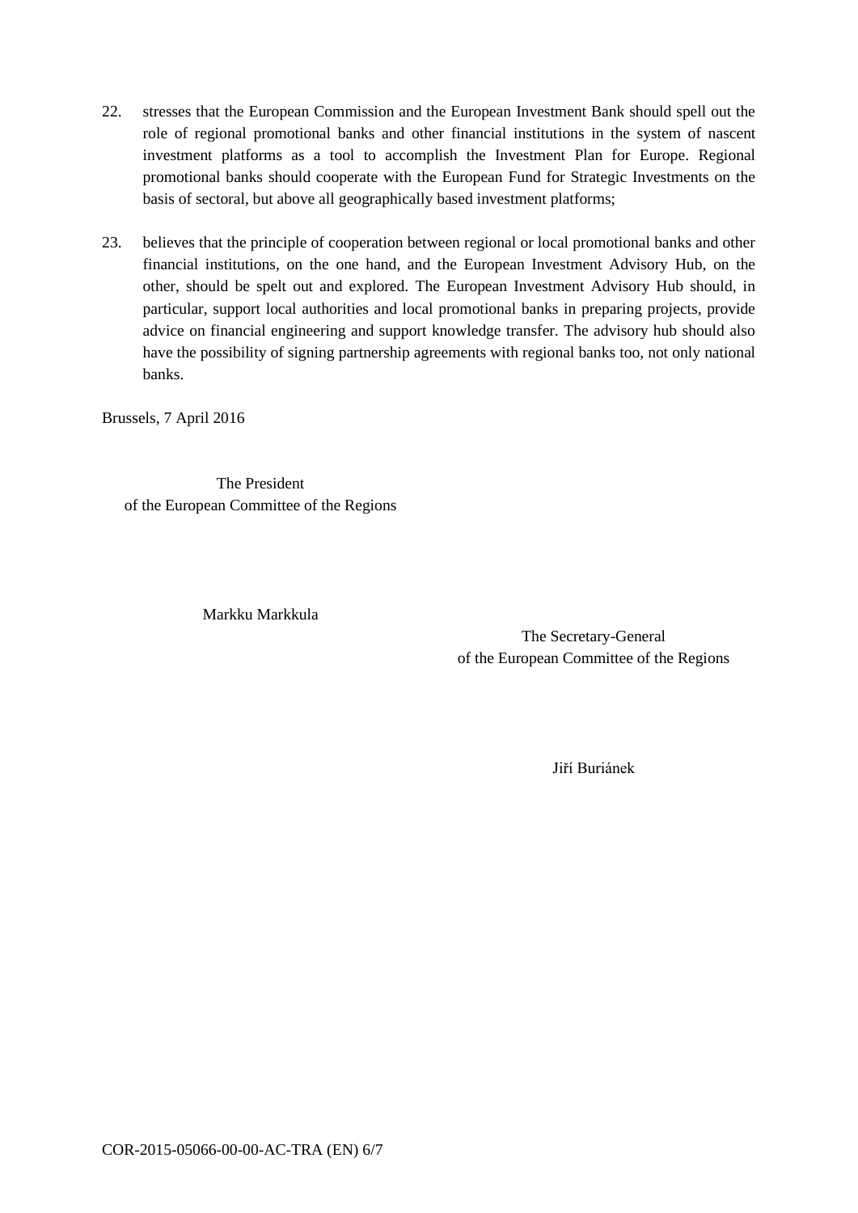22. stresses that the European Commission and the European Investment Bank should spell out the role of regional promotional banks and other financial institutions in the system of nascent investment platforms as a tool to accomplish the Investment Plan for Europe. Regional promotional banks should cooperate with the European Fund for Strategic Investments on the basis of sectoral, but above all geographically based investment platforms;

23. believes that the principle of cooperation between regional or local promotional banks and other financial institutions, on the one hand, and the European Investment Advisory Hub, on the other, should be spelt out and explored. The European Investment Advisory Hub should, in particular, support local authorities and local promotional banks in preparing projects, provide advice on financial engineering and support knowledge transfer. The advisory hub should also have the possibility of signing partnership agreements with regional banks too, not only national banks.

Brussels, 7 April 2016

The President
of the European Committee of the Regions

Markku Markkula

The Secretary-General
of the European Committee of the Regions

Jiří Buriánek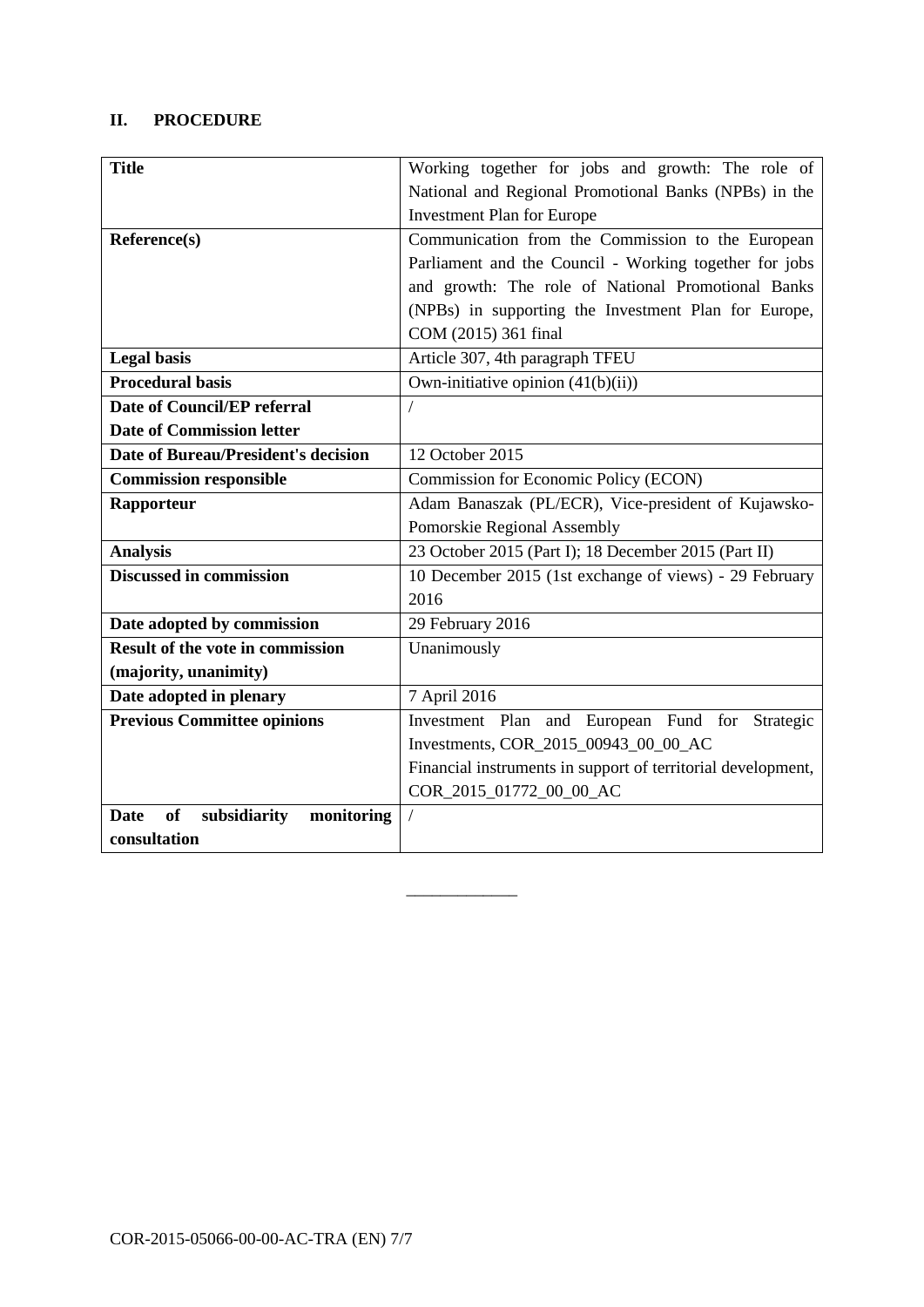## II. PROCEDURE

| | |
|---|---|
| **Title** | Working together for jobs and growth: The role of National and Regional Promotional Banks (NPBs) in the Investment Plan for Europe |
| **Reference(s)** | Communication from the Commission to the European Parliament and the Council - Working together for jobs and growth: The role of National Promotional Banks (NPBs) in supporting the Investment Plan for Europe, COM (2015) 361 final |
| **Legal basis** | Article 307, 4th paragraph TFEU |
| **Procedural basis** | Own-initiative opinion (41(b)(ii)) |
| **Date of Council/EP referral**<br>**Date of Commission letter** | / |
| **Date of Bureau/President's decision** | 12 October 2015 |
| **Commission responsible** | Commission for Economic Policy (ECON) |
| **Rapporteur** | Adam Banaszak (PL/ECR), Vice-president of Kujawsko-Pomorskie Regional Assembly |
| **Analysis** | 23 October 2015 (Part I); 18 December 2015 (Part II) |
| **Discussed in commission** | 10 December 2015 (1st exchange of views) - 29 February 2016 |
| **Date adopted by commission** | 29 February 2016 |
| **Result of the vote in commission (majority, unanimity)** | Unanimously |
| **Date adopted in plenary** | 7 April 2016 |
| **Previous Committee opinions** | Investment Plan and European Fund for Strategic Investments, COR_2015_00943_00_00_AC<br>Financial instruments in support of territorial development, COR_2015_01772_00_00_AC |
| **Date of subsidiarity monitoring consultation** | / |

_____________